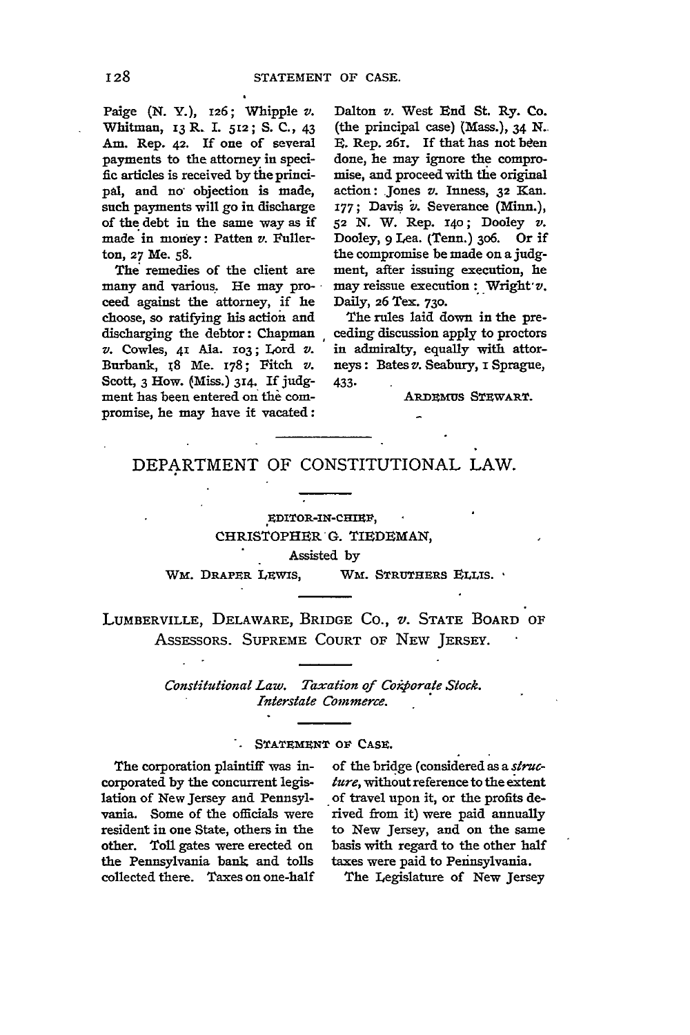Paige (N. Y.), 126; Whipple *v.* Whitman, 13 R. I. 512; S. C., 43 Am. Rep. 42. If one of several payments to the attorney in specific articles is received by the principal, and no objection is made, such payments will go in discharge of the debt in the same way as if made in money: Patten *v.* Fullerton, 27 Me. 58.

The remedies of the client are many and various. He may proceed against the attorney, if he choose, so ratifying his action and discharging the debtor: Chapman *v.* Cowles, 41 Ala. 103; Lord *v.* Burbank, 18 Me. 178; Fitch *v.* Scott, 3 How. (Miss.) 314. If judgment has been entered on the compromise, he may have it vacated: Dalton *v.* West End St. Ry. Co. (the principal case) (Mass.), 34 N. E. Rep. 261. If that has not been done, he may ignore the compromise, and proceed with the original action: Jones *v.* Inness, 32 Kan. 177; Davis *v.* Severance (Minn.), 52 N. W. Rep. 140; Dooley *v.* Dooley, 9 Lea. (Tenn.) 306. Or if the compromise be made on a judgment, after issuing execution, he may reissue execution: Wright *v.* Daily, 26 Tex. 730.

The rules laid down in the preceding discussion apply to proctors in admiralty, equally with attorneys: Bates *v.* Seabury, 1 Sprague, 433.

ARDEMUS STEWART.

# DEPARTMENT OF CONSTITUTIONAL LAW.

EDITOR-IN-CHIEF,
CHRISTOPHER G. TIEDEMAN,
Assisted by
WM. DRAPER LEWIS, WM. STRUTHERS ELLIS.

## LUMBERVILLE, DELAWARE, BRIDGE CO., *v.* STATE BOARD OF ASSESSORS. SUPREME COURT OF NEW JERSEY.

*Constitutional Law. Taxation of Corporate Stock. Interstate Commerce.*

### STATEMENT OF CASE.

The corporation plaintiff was incorporated by the concurrent legislation of New Jersey and Pennsylvania. Some of the officials were resident in one State, others in the other. Toll gates were erected on the Pennsylvania bank and tolls collected there. Taxes on one-half of the bridge (considered as a *structure*, without reference to the extent of travel upon it, or the profits derived from it) were paid annually to New Jersey, and on the same basis with regard to the other half taxes were paid to Pennsylvania.

The Legislature of New Jersey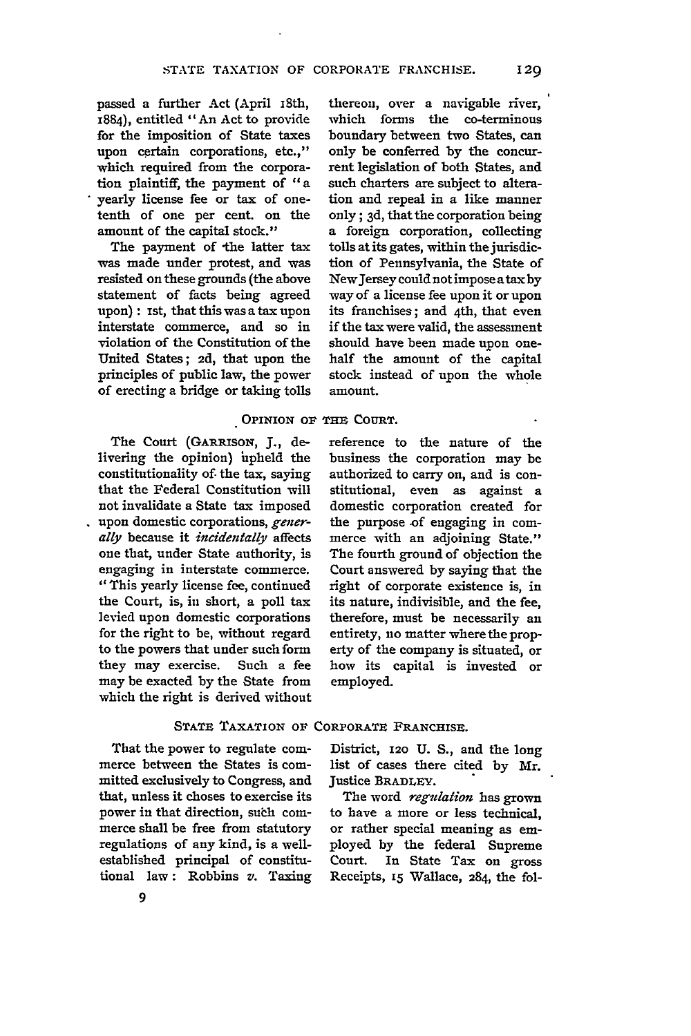passed a further Act (April 18th, 1884), entitled "An Act to provide for the imposition of State taxes upon certain corporations, etc.," which required from the corporation plaintiff, the payment of "a yearly license fee or tax of one-tenth of one per cent. on the amount of the capital stock."

The payment of the latter tax was made under protest, and was resisted on these grounds (the above statement of facts being agreed upon): 1st, that this was a tax upon interstate commerce, and so in violation of the Constitution of the United States; 2d, that upon the principles of public law, the power of erecting a bridge or taking tolls thereon, over a navigable river, which forms the co-terminous boundary between two States, can only be conferred by the concurrent legislation of both States, and such charters are subject to alteration and repeal in a like manner only; 3d, that the corporation being a foreign corporation, collecting tolls at its gates, within the jurisdiction of Pennsylvania, the State of New Jersey could not impose a tax by way of a license fee upon it or upon its franchises; and 4th, that even if the tax were valid, the assessment should have been made upon one-half the amount of the capital stock instead of upon the whole amount.

## OPINION OF THE COURT.

The Court (GARRISON, J., delivering the opinion) upheld the constitutionality of the tax, saying that the Federal Constitution will not invalidate a State tax imposed upon domestic corporations, *generally* because it *incidentally* affects one that, under State authority, is engaging in interstate commerce. "This yearly license fee, continued the Court, is, in short, a poll tax levied upon domestic corporations for the right to be, without regard to the powers that under such form they may exercise. Such a fee may be exacted by the State from which the right is derived without reference to the nature of the business the corporation may be authorized to carry on, and is constitutional, even as against a domestic corporation created for the purpose of engaging in commerce with an adjoining State." The fourth ground of objection the Court answered by saying that the right of corporate existence is, in its nature, indivisible, and the fee, therefore, must be necessarily an entirety, no matter where the property of the company is situated, or how its capital is invested or employed.

## STATE TAXATION OF CORPORATE FRANCHISE.

That the power to regulate commerce between the States is committed exclusively to Congress, and that, unless it choses to exercise its power in that direction, such commerce shall be free from statutory regulations of any kind, is a well-established principal of constitutional law: Robbins *v.* Taxing District, 120 U. S., and the long list of cases there cited by Mr. Justice BRADLEY.

The word *regulation* has grown to have a more or less technical, or rather special meaning as employed by the federal Supreme Court. In State Tax on gross Receipts, 15 Wallace, 284, the fol-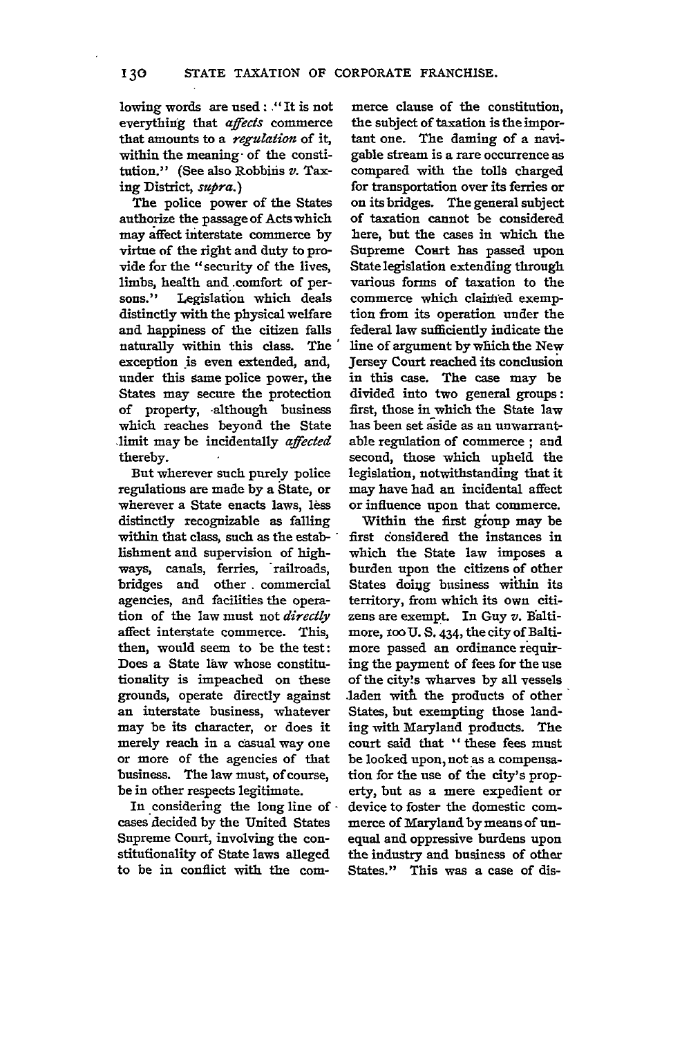lowing words are used: "It is not everything that *affects* commerce that amounts to a *regulation* of it, within the meaning of the constitution." (See also Robbins *v.* Taxing District, *supra.*)

The police power of the States authorize the passage of Acts which may affect interstate commerce by virtue of the right and duty to provide for the "security of the lives, limbs, health and comfort of persons." Legislation which deals distinctly with the physical welfare and happiness of the citizen falls naturally within this class. The exception is even extended, and, under this same police power, the States may secure the protection of property, although business which reaches beyond the State limit may be incidentally *affected* thereby.

But wherever such purely police regulations are made by a State, or wherever a State enacts laws, less distinctly recognizable as falling within that class, such as the establishment and supervision of highways, canals, ferries, railroads, bridges and other commercial agencies, and facilities the operation of the law must not *directly* affect interstate commerce. This, then, would seem to be the test: Does a State law whose constitutionality is impeached on these grounds, operate directly against an interstate business, whatever may be its character, or does it merely reach in a casual way one or more of the agencies of that business. The law must, of course, be in other respects legitimate.

In considering the long line of cases decided by the United States Supreme Court, involving the constitutionality of State laws alleged to be in conflict with the commerce clause of the constitution, the subject of taxation is the important one. The daming of a navigable stream is a rare occurrence as compared with the tolls charged for transportation over its ferries or on its bridges. The general subject of taxation cannot be considered here, but the cases in which the Supreme Court has passed upon State legislation extending through various forms of taxation to the commerce which claimed exemption from its operation under the federal law sufficiently indicate the line of argument by which the New Jersey Court reached its conclusion in this case. The case may be divided into two general groups: first, those in which the State law has been set aside as an unwarrantable regulation of commerce; and second, those which upheld the legislation, notwithstanding that it may have had an incidental affect or influence upon that commerce.

Within the first group may be first considered the instances in which the State law imposes a burden upon the citizens of other States doing business within its territory, from which its own citizens are exempt. In Guy *v.* Baltimore, 100 U. S. 434, the city of Baltimore passed an ordinance requiring the payment of fees for the use of the city's wharves by all vessels laden with the products of other States, but exempting those landing with Maryland products. The court said that "these fees must be looked upon, not as a compensation for the use of the city's property, but as a mere expedient or device to foster the domestic commerce of Maryland by means of unequal and oppressive burdens upon the industry and business of other States." This was a case of dis-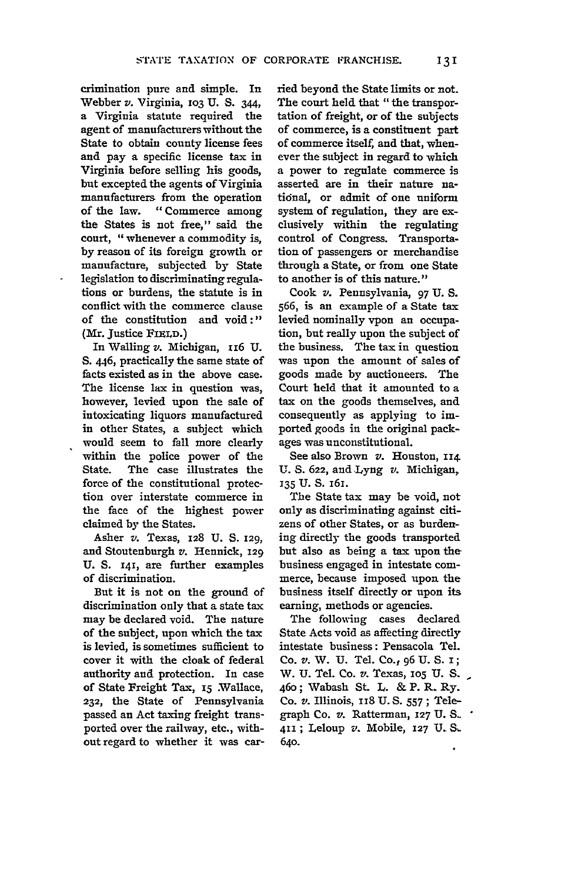crimination pure and simple. In Webber *v.* Virginia, 103 U. S. 344, a Virginia statute required the agent of manufacturers without the State to obtain county license fees and pay a specific license tax in Virginia before selling his goods, but excepted the agents of Virginia manufacturers from the operation of the law. "Commerce among the States is not free," said the court, "whenever a commodity is, by reason of its foreign growth or manufacture, subjected by State legislation to discriminating regulations or burdens, the statute is in conflict with the commerce clause of the constitution and void:" (Mr. Justice FIELD.)

In Walling *v.* Michigan, 116 U. S. 446, practically the same state of facts existed as in the above case. The license lax in question was, however, levied upon the sale of intoxicating liquors manufactured in other States, a subject which would seem to fall more clearly within the police power of the State. The case illustrates the force of the constitutional protection over interstate commerce in the face of the highest power claimed by the States.

Asher *v.* Texas, 128 U. S. 129, and Stoutenburgh *v.* Hennick, 129 U. S. 141, are further examples of discrimination.

But it is not on the ground of discrimination only that a state tax may be declared void. The nature of the subject, upon which the tax is levied, is sometimes sufficient to cover it with the cloak of federal authority and protection. In case of State Freight Tax, 15 Wallace, 232, the State of Pennsylvania passed an Act taxing freight transported over the railway, etc., without regard to whether it was carried beyond the State limits or not. The court held that "the transportation of freight, or of the subjects of commerce, is a constituent part of commerce itself, and that, whenever the subject in regard to which a power to regulate commerce is asserted are in their nature national, or admit of one uniform system of regulation, they are exclusively within the regulating control of Congress. Transportation of passengers or merchandise through a State, or from one State to another is of this nature."

Cook *v.* Pennsylvania, 97 U. S. 566, is an example of a State tax levied nominally vpon an occupation, but really upon the subject of the business. The tax in question was upon the amount of sales of goods made by auctioneers. The Court held that it amounted to a tax on the goods themselves, and consequently as applying to imported goods in the original packages was unconstitutional.

See also Brown *v.* Houston, 114 U. S. 622, and Lyng *v.* Michigan, 135 U. S. 161.

The State tax may be void, not only as discriminating against citizens of other States, or as burdening directly the goods transported but also as being a tax upon the business engaged in intestate commerce, because imposed upon the business itself directly or upon its earning, methods or agencies.

The following cases declared State Acts void as affecting directly intestate business: Pensacola Tel. Co. *v.* W. U. Tel. Co., 96 U. S. 1; W. U. Tel. Co. *v.* Texas, 105 U. S. 460; Wabash St. L. & P. R. Ry. Co. *v.* Illinois, 118 U. S. 557; Telegraph Co. *v.* Ratterman, 127 U. S. 411; Leloup *v.* Mobile, 127 U. S. 640.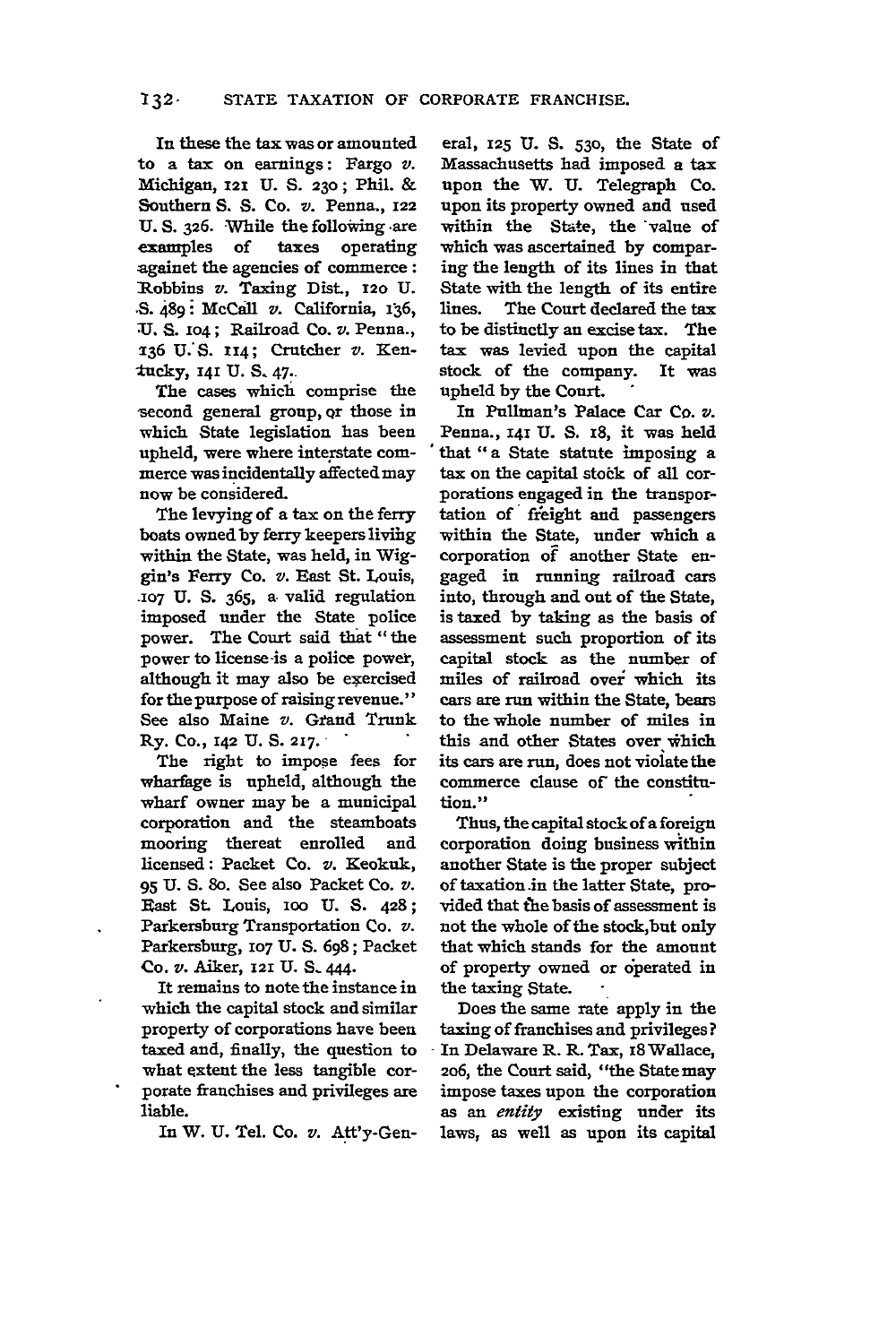In these the tax was or amounted to a tax on earnings: Fargo *v.* Michigan, 121 U. S. 230; Phil. & Southern S. S. Co. *v.* Penna., 122 U. S. 326. While the following are examples of taxes operating against the agencies of commerce: Robbins *v.* Taxing Dist., 120 U. S. 489: McCall *v.* California, 136, U. S. 104; Railroad Co. *v.* Penna., 136 U. S. 114; Crutcher *v.* Kentucky, 141 U. S. 47.

The cases which comprise the second general group, or those in which State legislation has been upheld, were where interstate commerce was incidentally affected may now be considered.

The levying of a tax on the ferry boats owned by ferry keepers living within the State, was held, in Wiggin's Ferry Co. *v.* East St. Louis, 107 U. S. 365, a valid regulation imposed under the State police power. The Court said that "the power to license is a police power, although it may also be exercised for the purpose of raising revenue." See also Maine *v.* Grand Trunk Ry. Co., 142 U. S. 217.

The right to impose fees for wharfage is upheld, although the wharf owner may be a municipal corporation and the steamboats mooring thereat enrolled and licensed: Packet Co. *v.* Keokuk, 95 U. S. 80. See also Packet Co. *v.* East St. Louis, 100 U. S. 428; Parkersburg Transportation Co. *v.* Parkersburg, 107 U. S. 698; Packet Co. *v.* Aiker, 121 U. S. 444.

It remains to note the instance in which the capital stock and similar property of corporations have been taxed and, finally, the question to what extent the less tangible corporate franchises and privileges are liable.

In W. U. Tel. Co. *v.* Att'y-General, 125 U. S. 530, the State of Massachusetts had imposed a tax upon the W. U. Telegraph Co. upon its property owned and used within the State, the value of which was ascertained by comparing the length of its lines in that State with the length of its entire lines. The Court declared the tax to be distinctly an excise tax. The tax was levied upon the capital stock of the company. It was upheld by the Court.

In Pullman's Palace Car Co. *v.* Penna., 141 U. S. 18, it was held that "a State statute imposing a tax on the capital stock of all corporations engaged in the transportation of freight and passengers within the State, under which a corporation of another State engaged in running railroad cars into, through and out of the State, is taxed by taking as the basis of assessment such proportion of its capital stock as the number of miles of railroad over which its cars are run within the State, bears to the whole number of miles in this and other States over which its cars are run, does not violate the commerce clause of the constitution."

Thus, the capital stock of a foreign corporation doing business within another State is the proper subject of taxation in the latter State, provided that the basis of assessment is not the whole of the stock, but only that which stands for the amount of property owned or operated in the taxing State.

Does the same rate apply in the taxing of franchises and privileges? In Delaware R. R. Tax, 18 Wallace, 206, the Court said, "the State may impose taxes upon the corporation as an *entity* existing under its laws, as well as upon its capital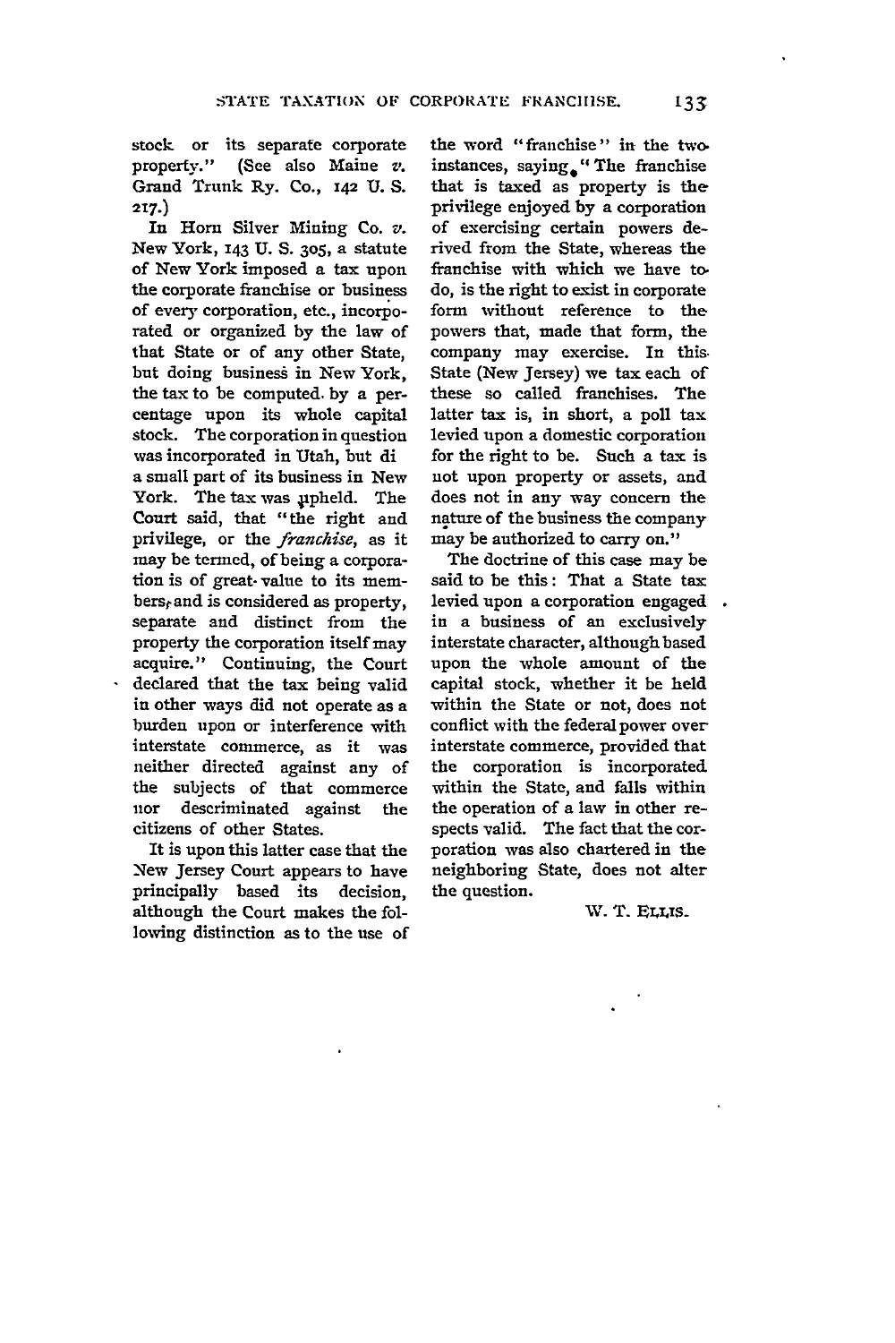stock or its separate corporate property." (See also Maine *v.* Grand Trunk Ry. Co., 142 U. S. 217.)

In Horn Silver Mining Co. *v.* New York, 143 U. S. 305, a statute of New York imposed a tax upon the corporate franchise or business of every corporation, etc., incorporated or organized by the law of that State or of any other State, but doing business in New York, the tax to be computed by a percentage upon its whole capital stock. The corporation in question was incorporated in Utah, but di a small part of its business in New York. The tax was upheld. The Court said, that "the right and privilege, or the *franchise*, as it may be termed, of being a corporation is of great value to its members, and is considered as property, separate and distinct from the property the corporation itself may acquire." Continuing, the Court declared that the tax being valid in other ways did not operate as a burden upon or interference with interstate commerce, as it was neither directed against any of the subjects of that commerce nor descriminated against the citizens of other States.

It is upon this latter case that the New Jersey Court appears to have principally based its decision, although the Court makes the following distinction as to the use of the word "franchise" in the two instances, saying, "The franchise that is taxed as property is the privilege enjoyed by a corporation of exercising certain powers derived from the State, whereas the franchise with which we have to do, is the right to exist in corporate form without reference to the powers that, made that form, the company may exercise. In this State (New Jersey) we tax each of these so called franchises. The latter tax is, in short, a poll tax levied upon a domestic corporation for the right to be. Such a tax is not upon property or assets, and does not in any way concern the nature of the business the company may be authorized to carry on."

The doctrine of this case may be said to be this: That a State tax levied upon a corporation engaged in a business of an exclusively interstate character, although based upon the whole amount of the capital stock, whether it be held within the State or not, does not conflict with the federal power over interstate commerce, provided that the corporation is incorporated within the State, and falls within the operation of a law in other respects valid. The fact that the corporation was also chartered in the neighboring State, does not alter the question.

W. T. ELLIS.